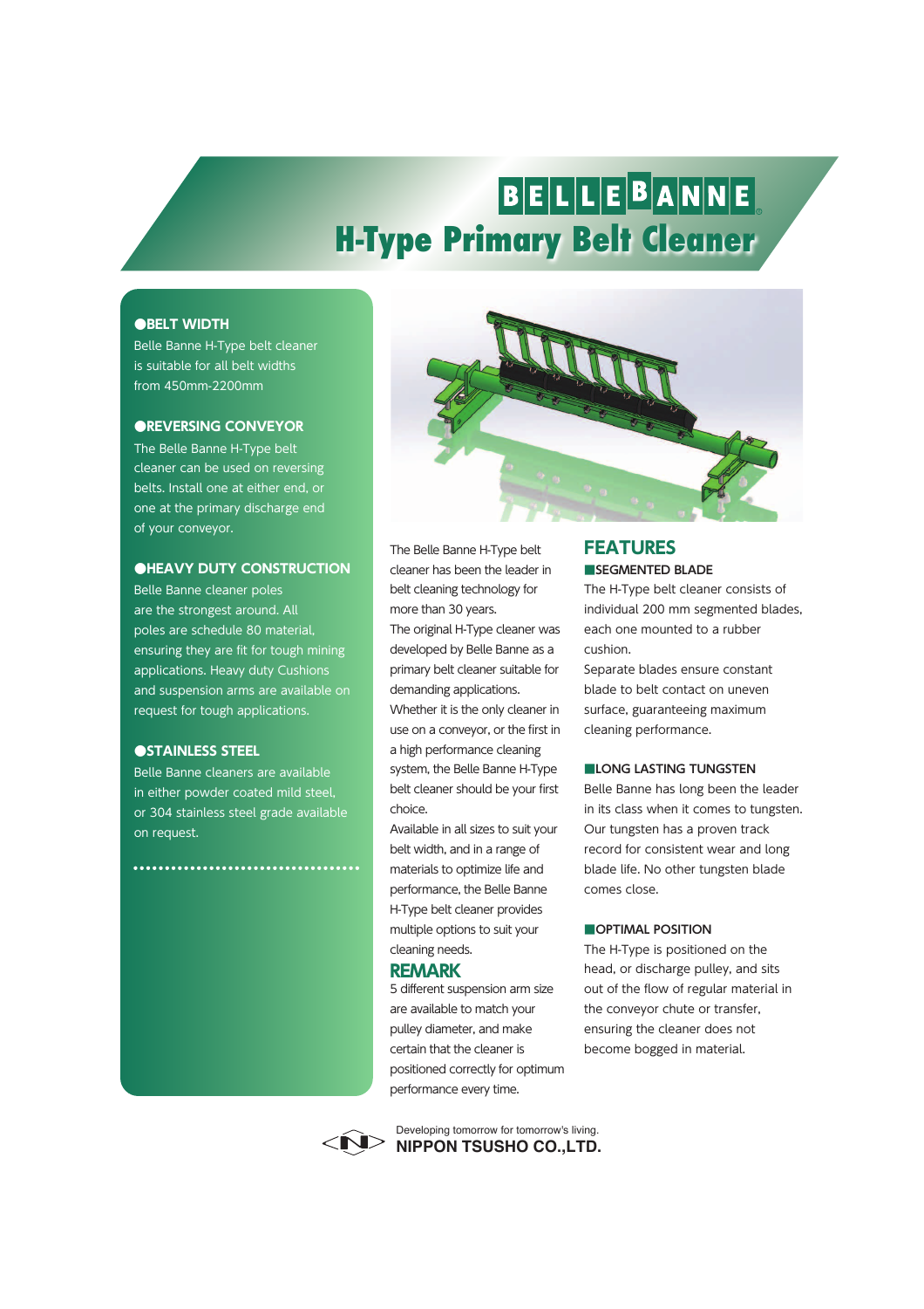# BELLEBANNE®

# H-Type Primary Belt Cleaner

### ●BELT WIDTH

Belle Banne H-Type belt cleaner is suitable for all belt widths from 450mm-2200mm

### ●REVERSING CONVEYOR

The Belle Banne H-Type belt cleaner can be used on reversing belts. Install one at either end, or one at the primary discharge end of your conveyor.

### ●HEAVY DUTY CONSTRUCTION

Belle Banne cleaner poles are the strongest around. All poles are schedule 80 material, ensuring they are fit for tough mining applications. Heavy duty Cushions and suspension arms are available on request for tough applications.

### ●STAINLESS STEEL

Belle Banne cleaners are available in either powder coated mild steel, or 304 stainless steel grade available on request.

The Belle Banne H-Type belt cleaner has been the leader in belt cleaning technology for more than 30 years.

The original H-Type cleaner was developed by Belle Banne as a primary belt cleaner suitable for demanding applications.

Whether it is the only cleaner in use on a conveyor, or the first in a high performance cleaning system, the Belle Banne H-Type belt cleaner should be your first choice.

Available in all sizes to suit your belt width, and in a range of materials to optimize life and performance, the Belle Banne H-Type belt cleaner provides multiple options to suit your cleaning needs.

## REMARK

5 different suspension arm size are available to match your pulley diameter, and make certain that the cleaner is positioned correctly for optimum performance every time.

## FEATURES

### ■SEGMENTED BLADE

The H-Type belt cleaner consists of individual 200 mm segmented blades, each one mounted to a rubber cushion.

Separate blades ensure constant blade to belt contact on uneven surface, guaranteeing maximum cleaning performance.

### ■LONG LASTING TUNGSTEN

Belle Banne has long been the leader in its class when it comes to tungsten. Our tungsten has a proven track record for consistent wear and long blade life. No other tungsten blade comes close.

### ■OPTIMAL POSITION

The H-Type is positioned on the head, or discharge pulley, and sits out of the flow of regular material in the conveyor chute or transfer, ensuring the cleaner does not become bogged in material.

Developing tomorrow for tomorrow's living.
**NIPPON TSUSHO CO.,LTD.**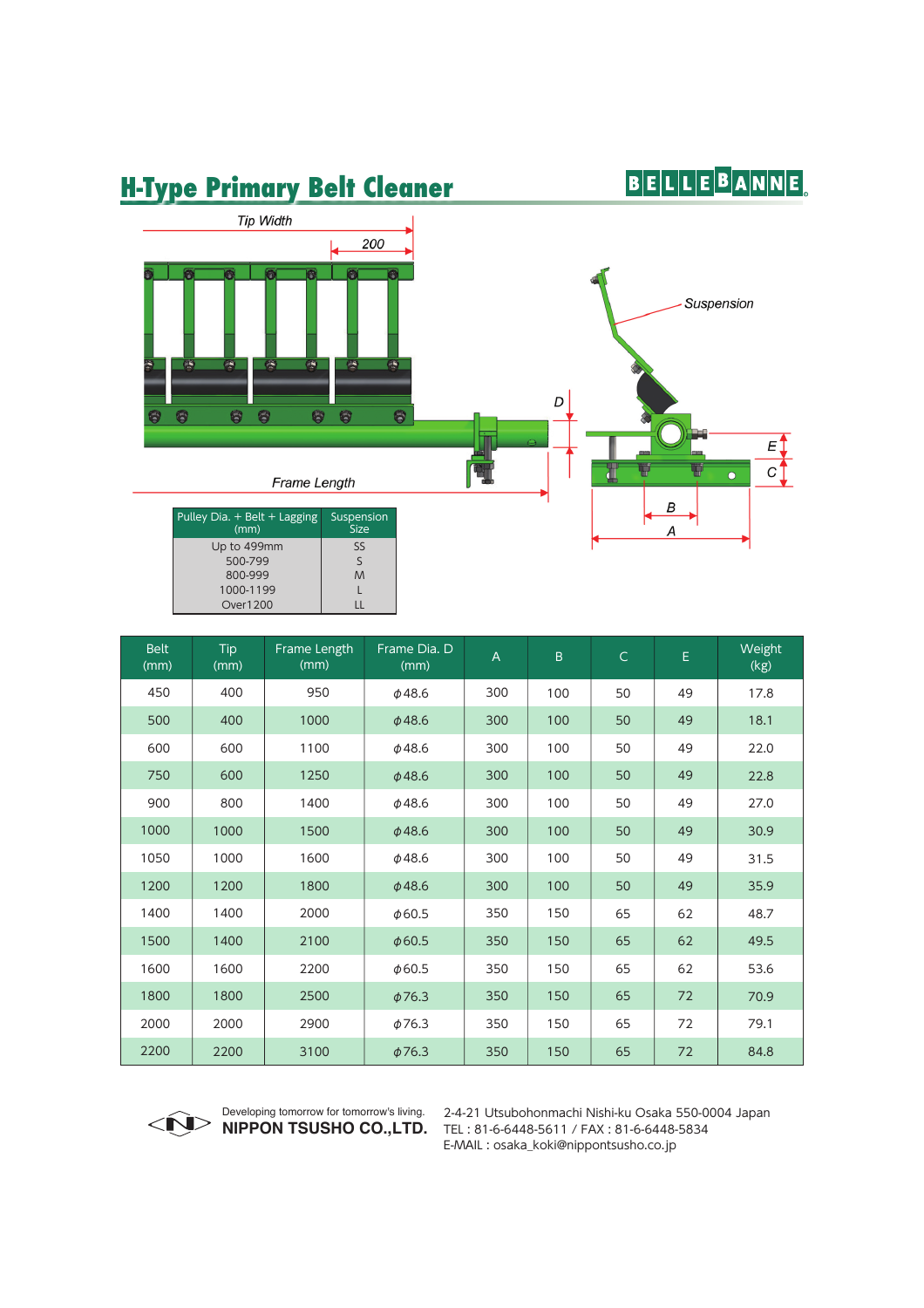# H-Type Primary Belt Cleaner

BELLEBANNE

Tip Width

200

Suspension

D

E

C

Frame Length

B

A

| Pulley Dia. + Belt + Lagging (mm) | Suspension Size |
|---|---|
| Up to 499mm | SS |
| 500-799 | S |
| 800-999 | M |
| 1000-1199 | L |
| Over1200 | LL |

| Belt (mm) | Tip (mm) | Frame Length (mm) | Frame Dia. D (mm) | A | B | C | E | Weight (kg) |
|---|---|---|---|---|---|---|---|---|
| 450 | 400 | 950 | ϕ48.6 | 300 | 100 | 50 | 49 | 17.8 |
| 500 | 400 | 1000 | ϕ48.6 | 300 | 100 | 50 | 49 | 18.1 |
| 600 | 600 | 1100 | ϕ48.6 | 300 | 100 | 50 | 49 | 22.0 |
| 750 | 600 | 1250 | ϕ48.6 | 300 | 100 | 50 | 49 | 22.8 |
| 900 | 800 | 1400 | ϕ48.6 | 300 | 100 | 50 | 49 | 27.0 |
| 1000 | 1000 | 1500 | ϕ48.6 | 300 | 100 | 50 | 49 | 30.9 |
| 1050 | 1000 | 1600 | ϕ48.6 | 300 | 100 | 50 | 49 | 31.5 |
| 1200 | 1200 | 1800 | ϕ48.6 | 300 | 100 | 50 | 49 | 35.9 |
| 1400 | 1400 | 2000 | ϕ60.5 | 350 | 150 | 65 | 62 | 48.7 |
| 1500 | 1400 | 2100 | ϕ60.5 | 350 | 150 | 65 | 62 | 49.5 |
| 1600 | 1600 | 2200 | ϕ60.5 | 350 | 150 | 65 | 62 | 53.6 |
| 1800 | 1800 | 2500 | ϕ76.3 | 350 | 150 | 65 | 72 | 70.9 |
| 2000 | 2000 | 2900 | ϕ76.3 | 350 | 150 | 65 | 72 | 79.1 |
| 2200 | 2200 | 3100 | ϕ76.3 | 350 | 150 | 65 | 72 | 84.8 |

Developing tomorrow for tomorrow's living.
**NIPPON TSUSHO CO.,LTD.**

2-4-21 Utsubohonmachi Nishi-ku Osaka 550-0004 Japan
TEL : 81-6-6448-5611 / FAX : 81-6-6448-5834
E-MAIL : osaka_koki@nippontsusho.co.jp